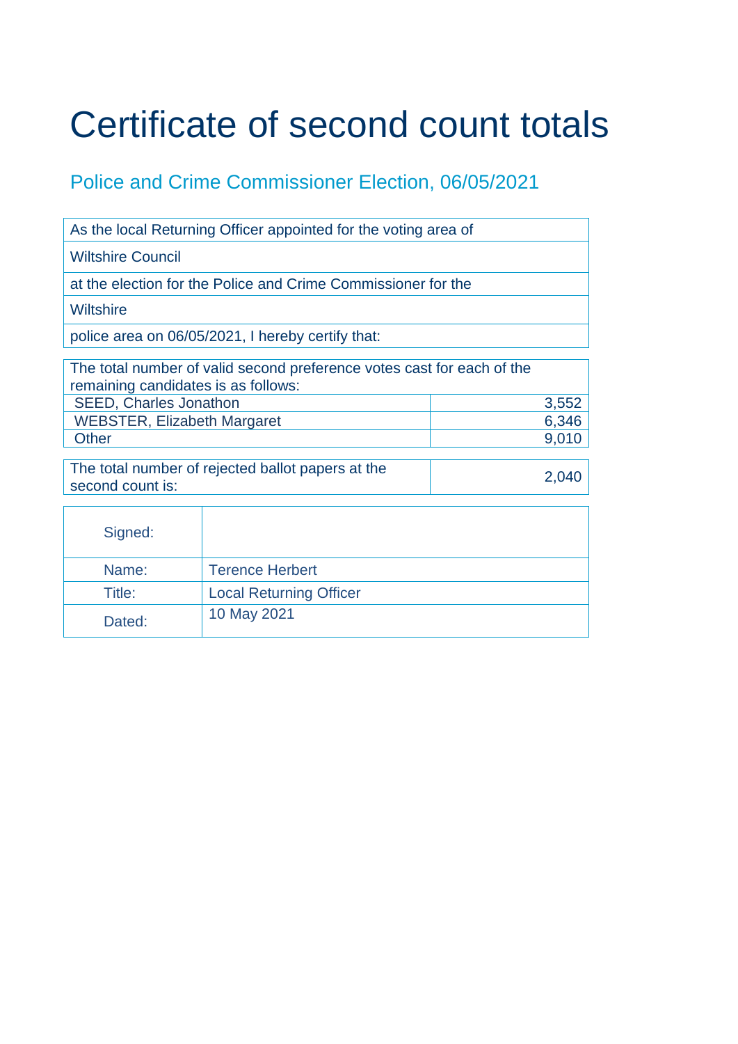# Certificate of second count totals

## Police and Crime Commissioner Election, 06/05/2021

| As the local Returning Officer appointed for the voting area of |
|---|
| Wiltshire Council |
| at the election for the Police and Crime Commissioner for the |
| Wiltshire |
| police area on 06/05/2021, I hereby certify that: |

| The total number of valid second preference votes cast for each of the remaining candidates is as follows: | |
|---|---|
| SEED, Charles Jonathon | 3,552 |
| WEBSTER, Elizabeth Margaret | 6,346 |
| Other | 9,010 |

| The total number of rejected ballot papers at the second count is: | 2,040 |
|---|---|

| Signed: | |
|---|---|
| Name: | Terence Herbert |
| Title: | Local Returning Officer |
| Dated: | 10 May 2021 |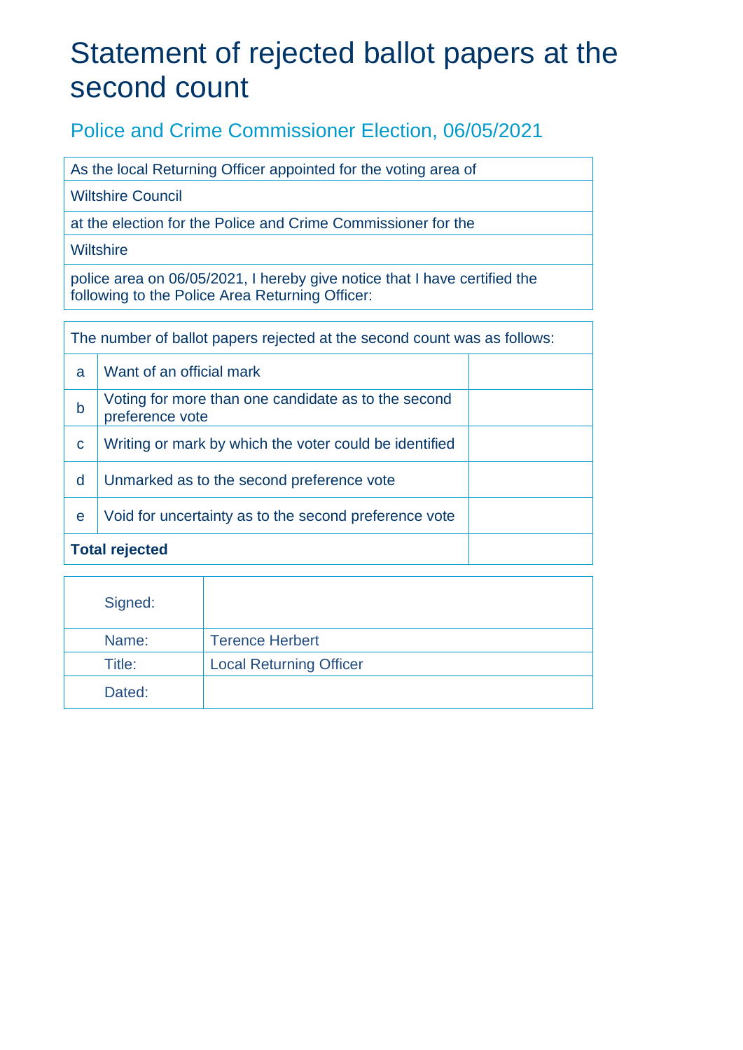# Statement of rejected ballot papers at the second count

## Police and Crime Commissioner Election, 06/05/2021

| |
|---|
| As the local Returning Officer appointed for the voting area of |
| Wiltshire Council |
| at the election for the Police and Crime Commissioner for the |
| Wiltshire |
| police area on 06/05/2021, I hereby give notice that I have certified the following to the Police Area Returning Officer: |

| The number of ballot papers rejected at the second count was as follows: | | |
|---|---|---|
| a | Want of an official mark | |
| b | Voting for more than one candidate as to the second preference vote | |
| c | Writing or mark by which the voter could be identified | |
| d | Unmarked as to the second preference vote | |
| e | Void for uncertainty as to the second preference vote | |
| **Total rejected** | | |

| | |
|---|---|
| Signed: | |
| Name: | Terence Herbert |
| Title: | Local Returning Officer |
| Dated: | |